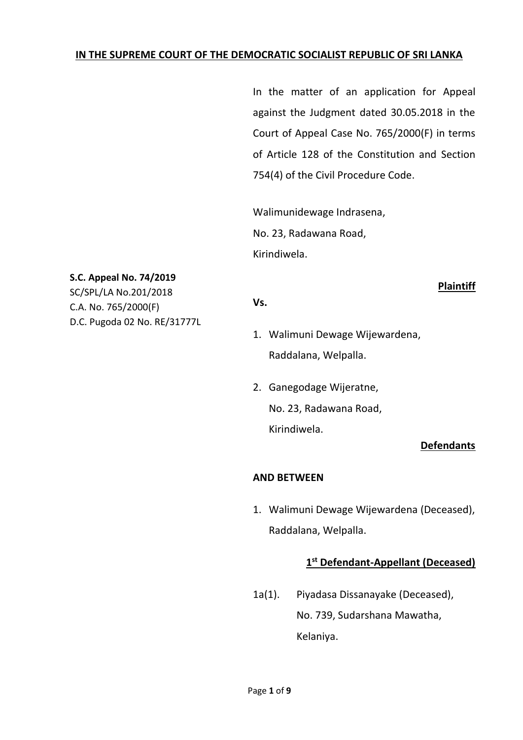**IN THE SUPREME COURT OF THE DEMOCRATIC SOCIALIST REPUBLIC OF SRI LANKA**

In the matter of an application for Appeal against the Judgment dated 30.05.2018 in the Court of Appeal Case No. 765/2000(F) in terms of Article 128 of the Constitution and Section 754(4) of the Civil Procedure Code.

Walimunidewage Indrasena,
No. 23, Radawana Road,
Kirindiwela.

**S.C. Appeal No. 74/2019**
SC/SPL/LA No.201/2018
C.A. No. 765/2000(F)
D.C. Pugoda 02 No. RE/31777L

**Plaintiff**

**Vs.**

1. Walimuni Dewage Wijewardena,
   Raddalana, Welpalla.

2. Ganegodage Wijeratne,
   No. 23, Radawana Road,
   Kirindiwela.

**Defendants**

**AND BETWEEN**

1. Walimuni Dewage Wijewardena (Deceased),
   Raddalana, Welpalla.

**1st Defendant-Appellant (Deceased)**

1a(1). Piyadasa Dissanayake (Deceased),
No. 739, Sudarshana Mawatha,
Kelaniya.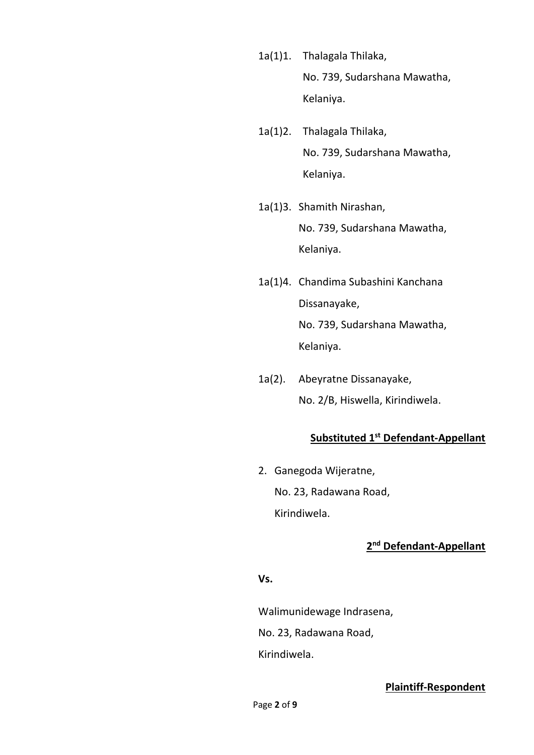1a(1)1. Thalagala Thilaka,
No. 739, Sudarshana Mawatha,
Kelaniya.

1a(1)2. Thalagala Thilaka,
No. 739, Sudarshana Mawatha,
Kelaniya.

1a(1)3. Shamith Nirashan,
No. 739, Sudarshana Mawatha,
Kelaniya.

1a(1)4. Chandima Subashini Kanchana
Dissanayake,
No. 739, Sudarshana Mawatha,
Kelaniya.

1a(2). Abeyratne Dissanayake,
No. 2/B, Hiswella, Kirindiwela.

**Substituted 1st Defendant-Appellant**

2. Ganegoda Wijeratne,
No. 23, Radawana Road,
Kirindiwela.

**2nd Defendant-Appellant**

**Vs.**

Walimunidewage Indrasena,
No. 23, Radawana Road,
Kirindiwela.

**Plaintiff-Respondent**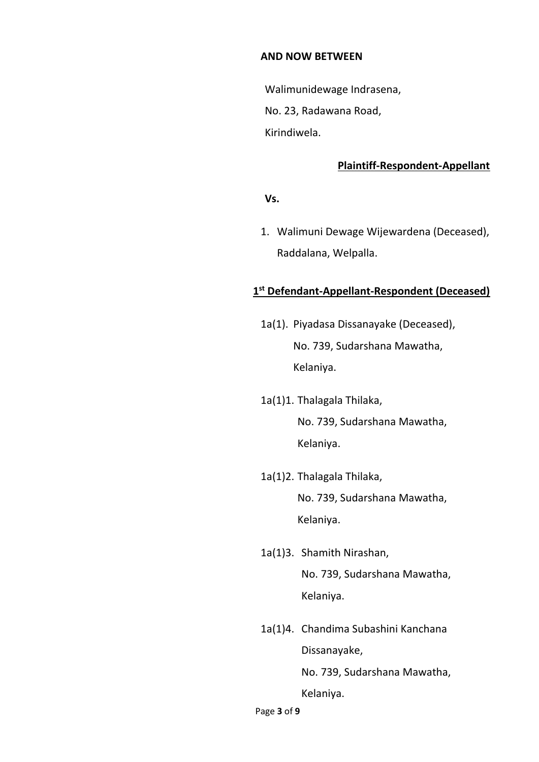**AND NOW BETWEEN**

Walimunidewage Indrasena,
No. 23, Radawana Road,
Kirindiwela.

**Plaintiff-Respondent-Appellant**

**Vs.**

1. Walimuni Dewage Wijewardena (Deceased),
   Raddalana, Welpalla.

**1st Defendant-Appellant-Respondent (Deceased)**

1a(1). Piyadasa Dissanayake (Deceased),
No. 739, Sudarshana Mawatha,
Kelaniya.

1a(1)1. Thalagala Thilaka,
No. 739, Sudarshana Mawatha,
Kelaniya.

1a(1)2. Thalagala Thilaka,
No. 739, Sudarshana Mawatha,
Kelaniya.

1a(1)3. Shamith Nirashan,
No. 739, Sudarshana Mawatha,
Kelaniya.

1a(1)4. Chandima Subashini Kanchana Dissanayake,
No. 739, Sudarshana Mawatha,
Kelaniya.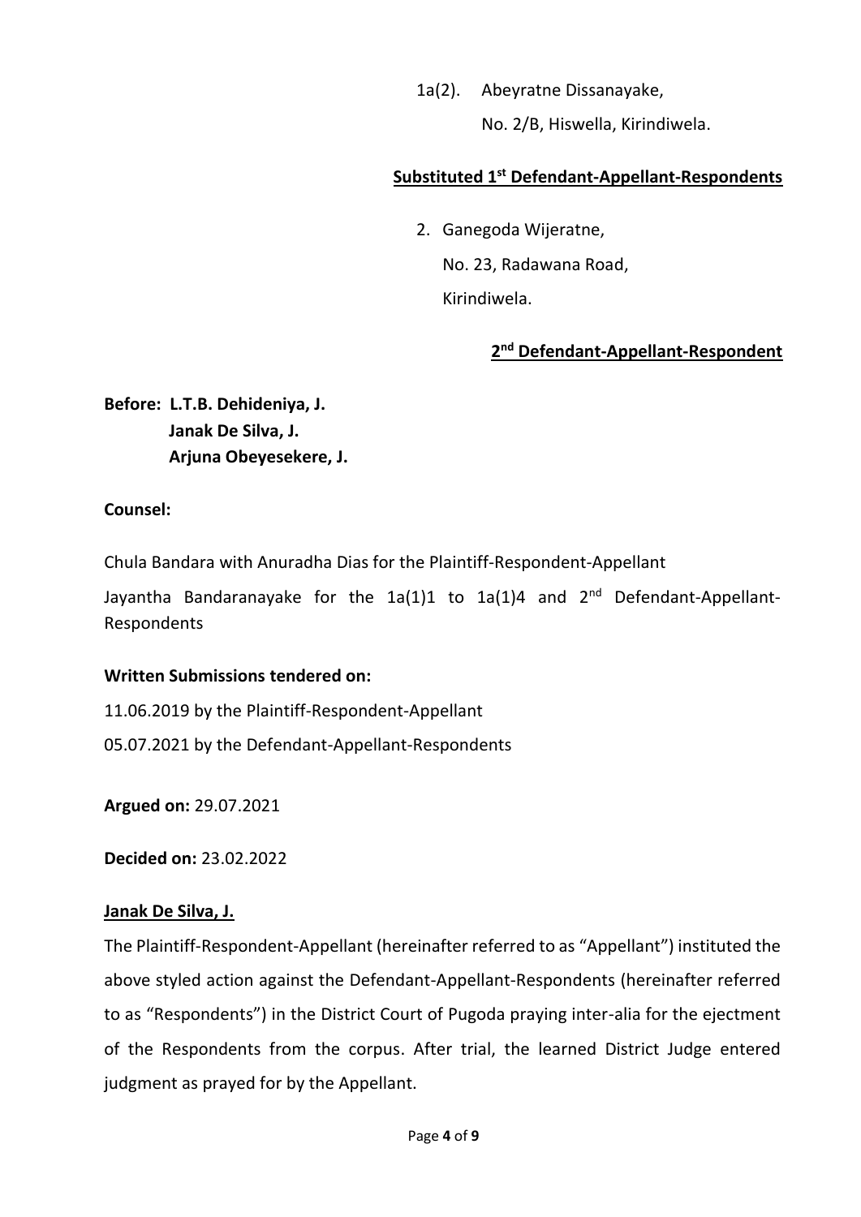1a(2). Abeyratne Dissanayake,

No. 2/B, Hiswella, Kirindiwela.

**Substituted 1st Defendant-Appellant-Respondents**

2. Ganegoda Wijeratne,

   No. 23, Radawana Road,

   Kirindiwela.

**2nd Defendant-Appellant-Respondent**

**Before: L.T.B. Dehideniya, J.**
**Janak De Silva, J.**
**Arjuna Obeyesekere, J.**

**Counsel:**

Chula Bandara with Anuradha Dias for the Plaintiff-Respondent-Appellant

Jayantha Bandaranayake for the 1a(1)1 to 1a(1)4 and 2nd Defendant-Appellant-Respondents

**Written Submissions tendered on:**

11.06.2019 by the Plaintiff-Respondent-Appellant

05.07.2021 by the Defendant-Appellant-Respondents

**Argued on:** 29.07.2021

**Decided on:** 23.02.2022

**Janak De Silva, J.**

The Plaintiff-Respondent-Appellant (hereinafter referred to as "Appellant") instituted the above styled action against the Defendant-Appellant-Respondents (hereinafter referred to as "Respondents") in the District Court of Pugoda praying inter-alia for the ejectment of the Respondents from the corpus. After trial, the learned District Judge entered judgment as prayed for by the Appellant.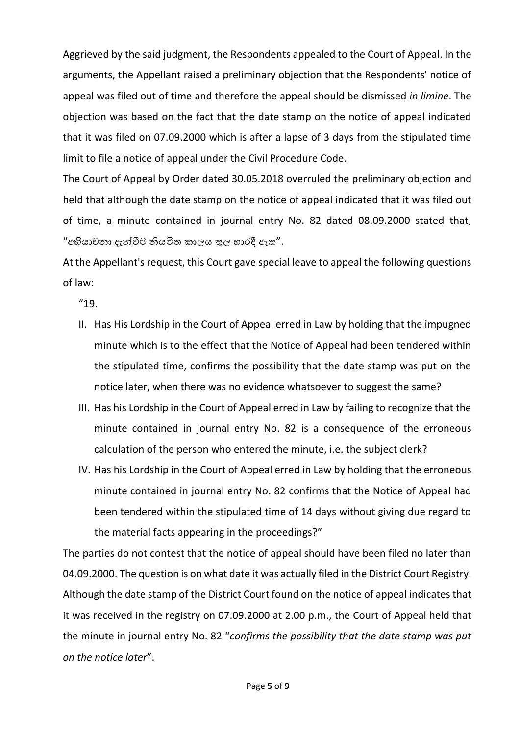Aggrieved by the said judgment, the Respondents appealed to the Court of Appeal. In the arguments, the Appellant raised a preliminary objection that the Respondents' notice of appeal was filed out of time and therefore the appeal should be dismissed *in limine*. The objection was based on the fact that the date stamp on the notice of appeal indicated that it was filed on 07.09.2000 which is after a lapse of 3 days from the stipulated time limit to file a notice of appeal under the Civil Procedure Code.

The Court of Appeal by Order dated 30.05.2018 overruled the preliminary objection and held that although the date stamp on the notice of appeal indicated that it was filed out of time, a minute contained in journal entry No. 82 dated 08.09.2000 stated that, "අභියාචනා දැන්වීම නියමිත කාලය තුල භාරදී ඇත".

At the Appellant's request, this Court gave special leave to appeal the following questions of law:

"19.

II. Has His Lordship in the Court of Appeal erred in Law by holding that the impugned minute which is to the effect that the Notice of Appeal had been tendered within the stipulated time, confirms the possibility that the date stamp was put on the notice later, when there was no evidence whatsoever to suggest the same?

III. Has his Lordship in the Court of Appeal erred in Law by failing to recognize that the minute contained in journal entry No. 82 is a consequence of the erroneous calculation of the person who entered the minute, i.e. the subject clerk?

IV. Has his Lordship in the Court of Appeal erred in Law by holding that the erroneous minute contained in journal entry No. 82 confirms that the Notice of Appeal had been tendered within the stipulated time of 14 days without giving due regard to the material facts appearing in the proceedings?"

The parties do not contest that the notice of appeal should have been filed no later than 04.09.2000. The question is on what date it was actually filed in the District Court Registry. Although the date stamp of the District Court found on the notice of appeal indicates that it was received in the registry on 07.09.2000 at 2.00 p.m., the Court of Appeal held that the minute in journal entry No. 82 "*confirms the possibility that the date stamp was put on the notice later*".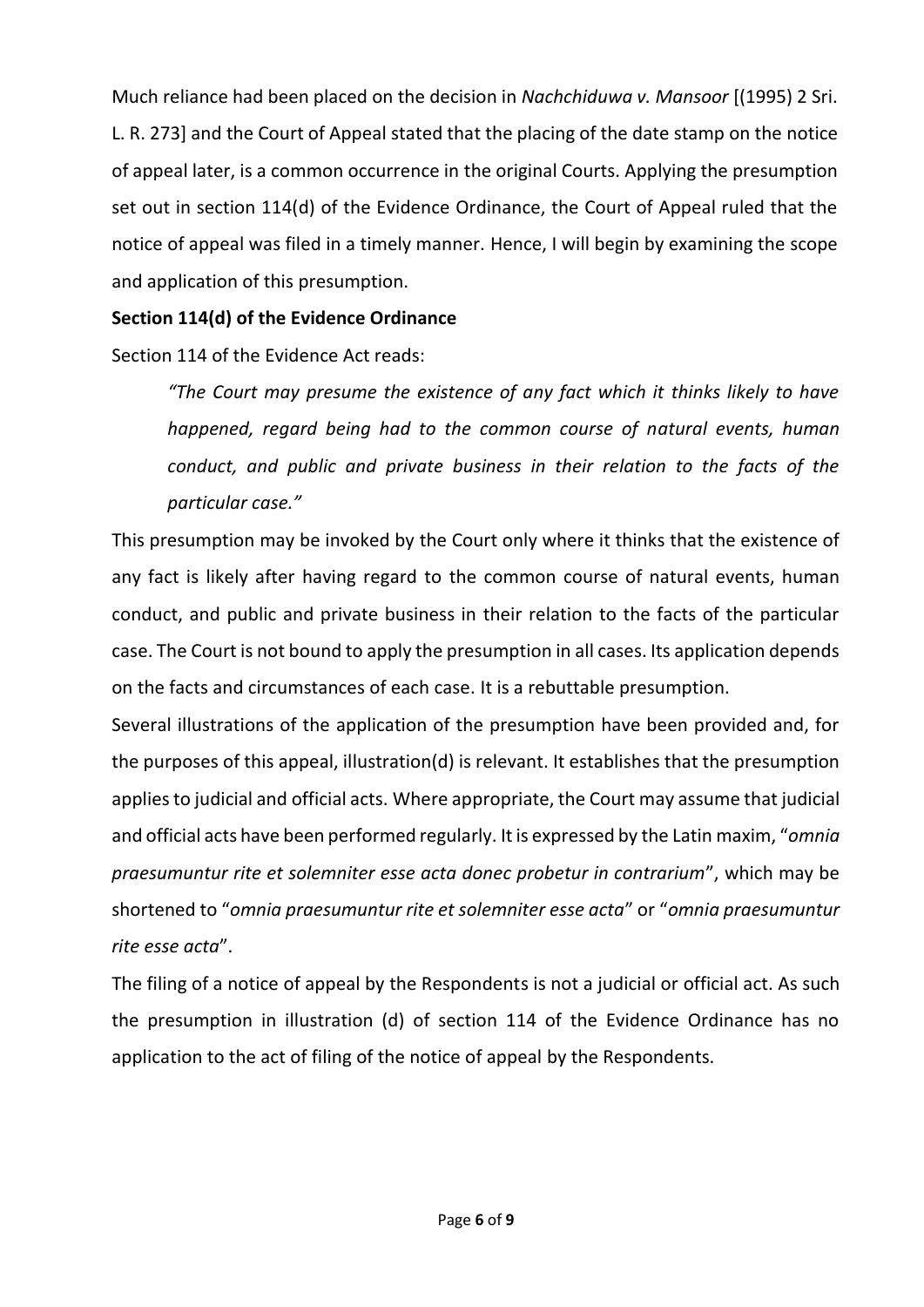Much reliance had been placed on the decision in *Nachchiduwa v. Mansoor* [(1995) 2 Sri. L. R. 273] and the Court of Appeal stated that the placing of the date stamp on the notice of appeal later, is a common occurrence in the original Courts. Applying the presumption set out in section 114(d) of the Evidence Ordinance, the Court of Appeal ruled that the notice of appeal was filed in a timely manner. Hence, I will begin by examining the scope and application of this presumption.

**Section 114(d) of the Evidence Ordinance**

Section 114 of the Evidence Act reads:

> *"The Court may presume the existence of any fact which it thinks likely to have happened, regard being had to the common course of natural events, human conduct, and public and private business in their relation to the facts of the particular case."*

This presumption may be invoked by the Court only where it thinks that the existence of any fact is likely after having regard to the common course of natural events, human conduct, and public and private business in their relation to the facts of the particular case. The Court is not bound to apply the presumption in all cases. Its application depends on the facts and circumstances of each case. It is a rebuttable presumption.

Several illustrations of the application of the presumption have been provided and, for the purposes of this appeal, illustration(d) is relevant. It establishes that the presumption applies to judicial and official acts. Where appropriate, the Court may assume that judicial and official acts have been performed regularly. It is expressed by the Latin maxim, "*omnia praesumuntur rite et solemniter esse acta donec probetur in contrarium*", which may be shortened to "*omnia praesumuntur rite et solemniter esse acta*" or "*omnia praesumuntur rite esse acta*".

The filing of a notice of appeal by the Respondents is not a judicial or official act. As such the presumption in illustration (d) of section 114 of the Evidence Ordinance has no application to the act of filing of the notice of appeal by the Respondents.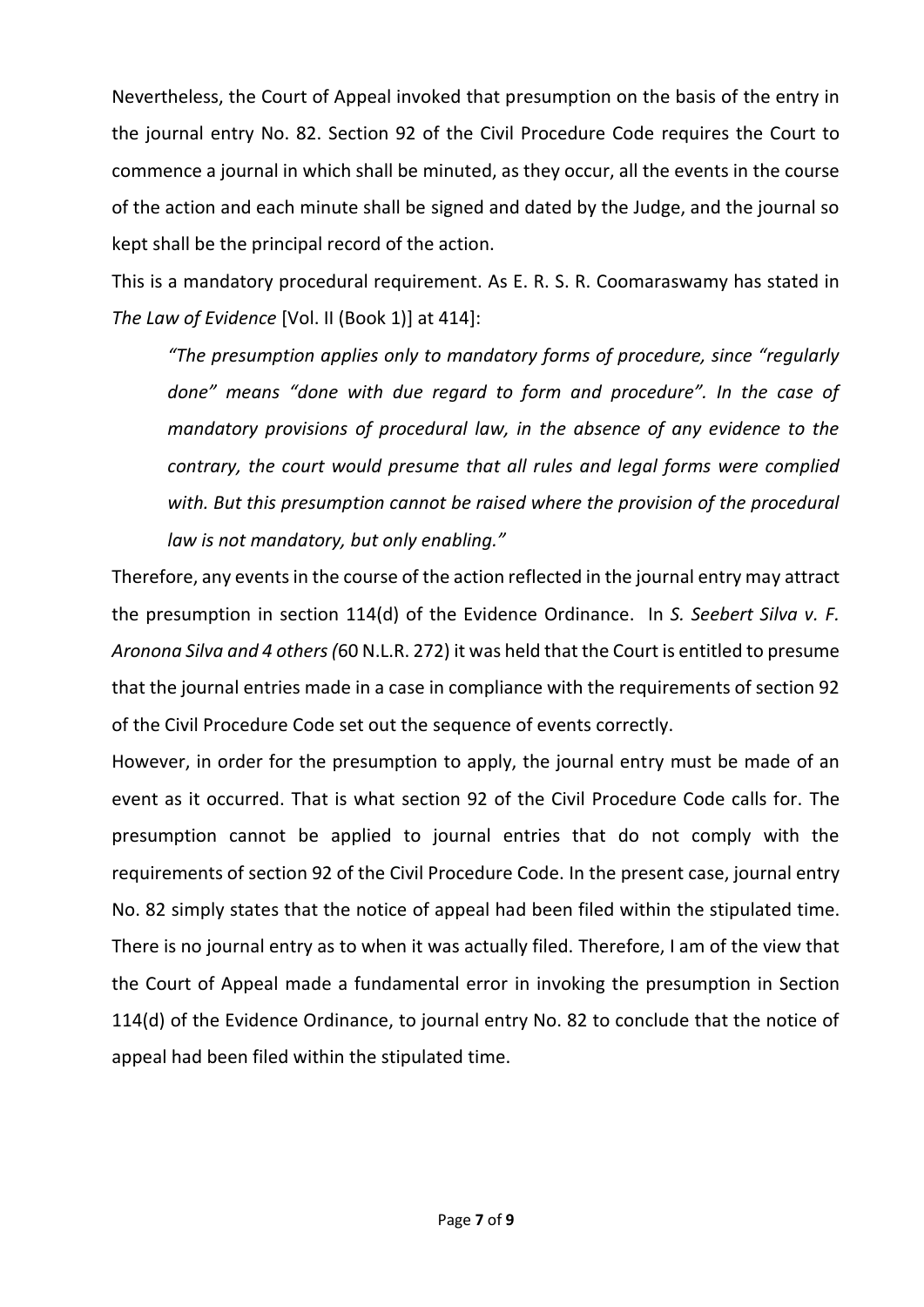Nevertheless, the Court of Appeal invoked that presumption on the basis of the entry in the journal entry No. 82. Section 92 of the Civil Procedure Code requires the Court to commence a journal in which shall be minuted, as they occur, all the events in the course of the action and each minute shall be signed and dated by the Judge, and the journal so kept shall be the principal record of the action.

This is a mandatory procedural requirement. As E. R. S. R. Coomaraswamy has stated in *The Law of Evidence* [Vol. II (Book 1)] at 414]:

> *"The presumption applies only to mandatory forms of procedure, since "regularly done" means "done with due regard to form and procedure". In the case of mandatory provisions of procedural law, in the absence of any evidence to the contrary, the court would presume that all rules and legal forms were complied with. But this presumption cannot be raised where the provision of the procedural law is not mandatory, but only enabling."*

Therefore, any events in the course of the action reflected in the journal entry may attract the presumption in section 114(d) of the Evidence Ordinance. In *S. Seebert Silva v. F. Aronona Silva and 4 others (*60 N.L.R. 272) it was held that the Court is entitled to presume that the journal entries made in a case in compliance with the requirements of section 92 of the Civil Procedure Code set out the sequence of events correctly.

However, in order for the presumption to apply, the journal entry must be made of an event as it occurred. That is what section 92 of the Civil Procedure Code calls for. The presumption cannot be applied to journal entries that do not comply with the requirements of section 92 of the Civil Procedure Code. In the present case, journal entry No. 82 simply states that the notice of appeal had been filed within the stipulated time. There is no journal entry as to when it was actually filed. Therefore, I am of the view that the Court of Appeal made a fundamental error in invoking the presumption in Section 114(d) of the Evidence Ordinance, to journal entry No. 82 to conclude that the notice of appeal had been filed within the stipulated time.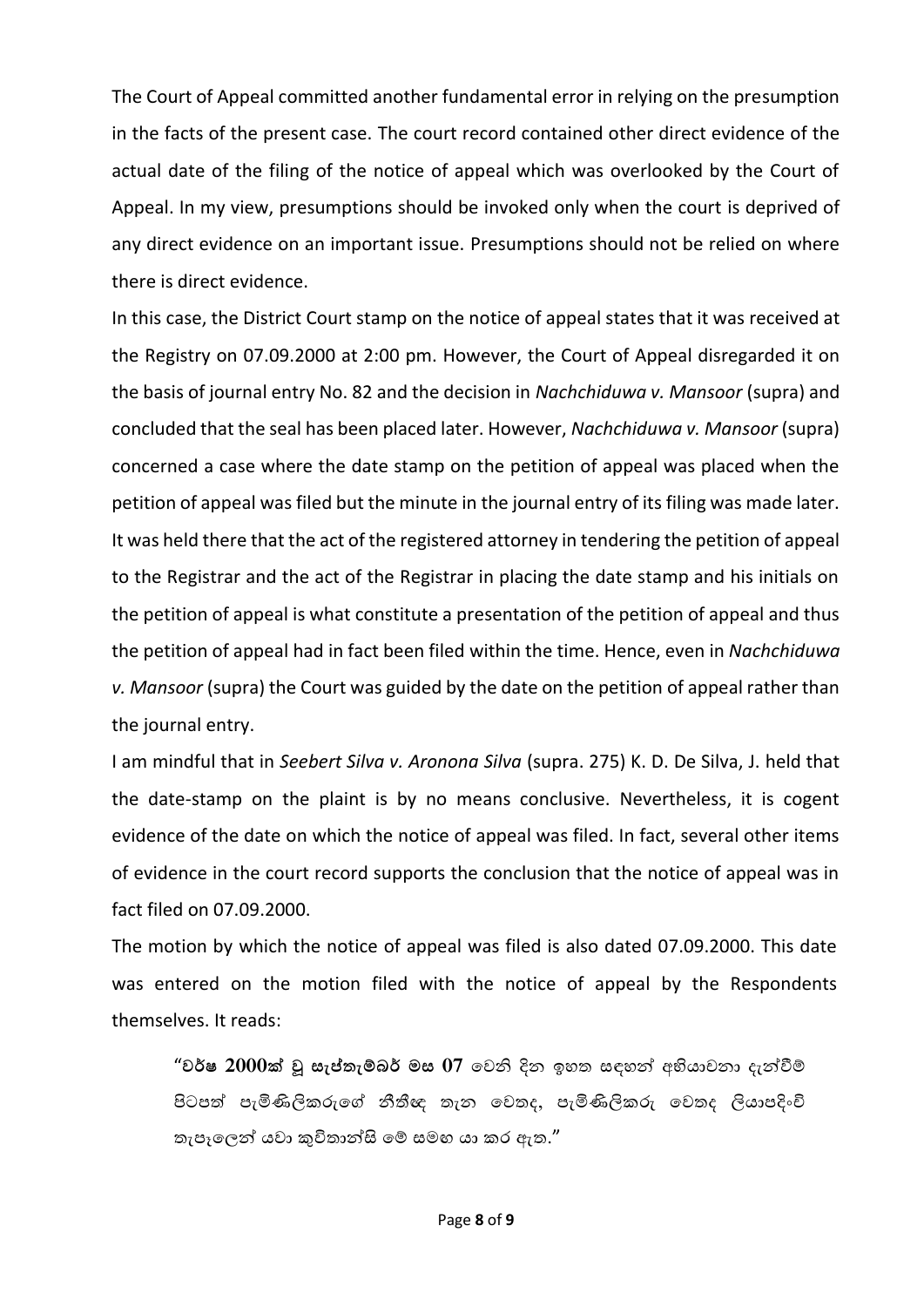The Court of Appeal committed another fundamental error in relying on the presumption in the facts of the present case. The court record contained other direct evidence of the actual date of the filing of the notice of appeal which was overlooked by the Court of Appeal. In my view, presumptions should be invoked only when the court is deprived of any direct evidence on an important issue. Presumptions should not be relied on where there is direct evidence.

In this case, the District Court stamp on the notice of appeal states that it was received at the Registry on 07.09.2000 at 2:00 pm. However, the Court of Appeal disregarded it on the basis of journal entry No. 82 and the decision in *Nachchiduwa v. Mansoor* (supra) and concluded that the seal has been placed later. However, *Nachchiduwa v. Mansoor* (supra) concerned a case where the date stamp on the petition of appeal was placed when the petition of appeal was filed but the minute in the journal entry of its filing was made later. It was held there that the act of the registered attorney in tendering the petition of appeal to the Registrar and the act of the Registrar in placing the date stamp and his initials on the petition of appeal is what constitute a presentation of the petition of appeal and thus the petition of appeal had in fact been filed within the time. Hence, even in *Nachchiduwa v. Mansoor* (supra) the Court was guided by the date on the petition of appeal rather than the journal entry.

I am mindful that in *Seebert Silva v. Aronona Silva* (supra. 275) K. D. De Silva, J. held that the date-stamp on the plaint is by no means conclusive. Nevertheless, it is cogent evidence of the date on which the notice of appeal was filed. In fact, several other items of evidence in the court record supports the conclusion that the notice of appeal was in fact filed on 07.09.2000.

The motion by which the notice of appeal was filed is also dated 07.09.2000. This date was entered on the motion filed with the notice of appeal by the Respondents themselves. It reads:

> "**වර්ෂ 2000ක් වූ සැප්තැම්බර් මස 07** වෙනි දින ඉහත සඳහන් අභියාචනා දැන්වීම් පිටපත් පැමිණිලිකරුගේ නීතිඥ තැන වෙතද, පැමිණිලිකරු වෙතද ලියාපදිංචි තැපෑලෙන් යවා කුවිතාන්සි මේ සමඟ යා කර ඇත."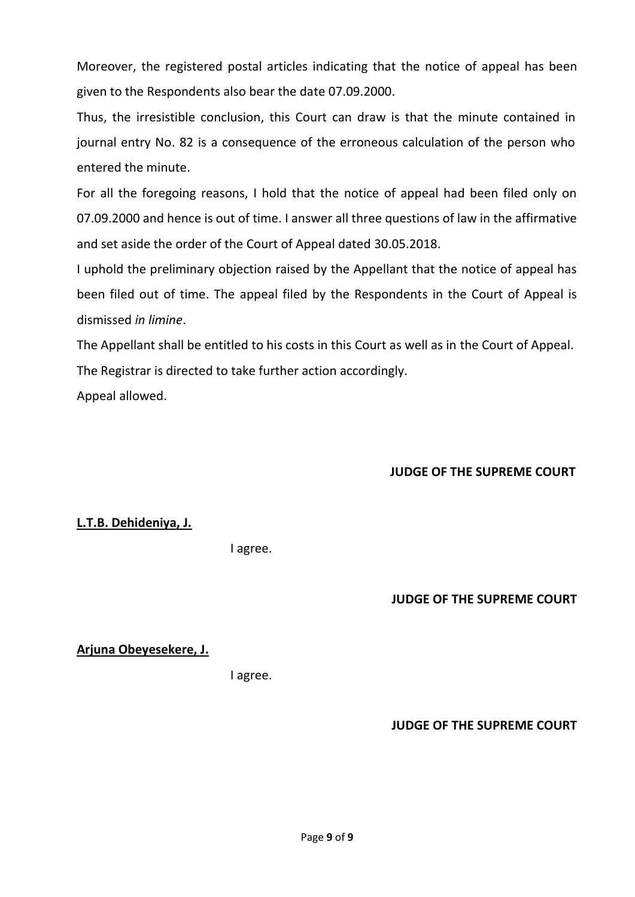Moreover, the registered postal articles indicating that the notice of appeal has been given to the Respondents also bear the date 07.09.2000.

Thus, the irresistible conclusion, this Court can draw is that the minute contained in journal entry No. 82 is a consequence of the erroneous calculation of the person who entered the minute.

For all the foregoing reasons, I hold that the notice of appeal had been filed only on 07.09.2000 and hence is out of time. I answer all three questions of law in the affirmative and set aside the order of the Court of Appeal dated 30.05.2018.

I uphold the preliminary objection raised by the Appellant that the notice of appeal has been filed out of time. The appeal filed by the Respondents in the Court of Appeal is dismissed *in limine*.

The Appellant shall be entitled to his costs in this Court as well as in the Court of Appeal.

The Registrar is directed to take further action accordingly.

Appeal allowed.

**JUDGE OF THE SUPREME COURT**

**L.T.B. Dehideniya, J.**

I agree.

**JUDGE OF THE SUPREME COURT**

**Arjuna Obeyesekere, J.**

I agree.

**JUDGE OF THE SUPREME COURT**